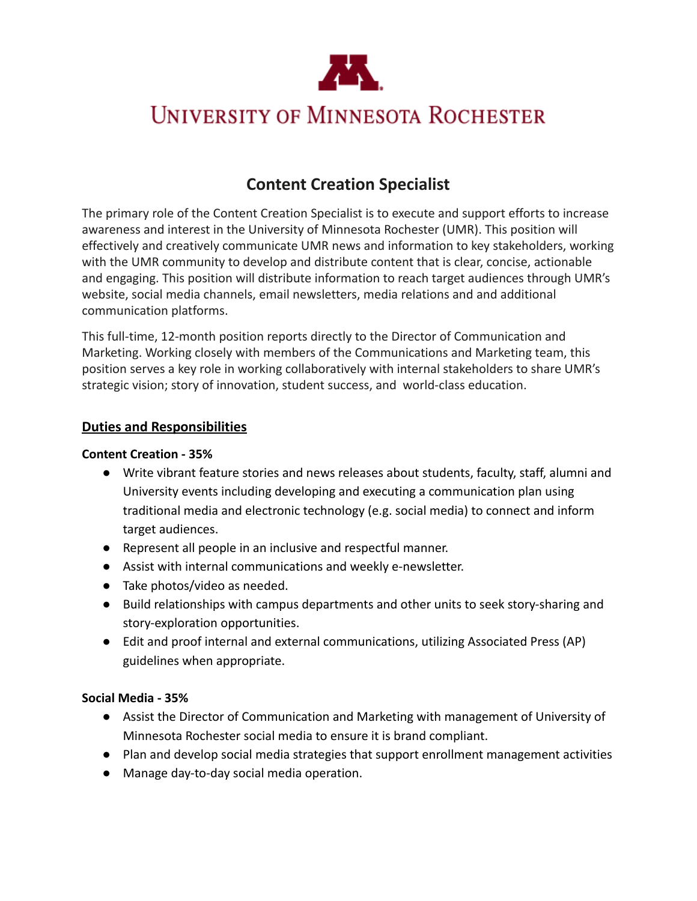University of Minnesota Rochester

# Content Creation Specialist

The primary role of the Content Creation Specialist is to execute and support efforts to increase awareness and interest in the University of Minnesota Rochester (UMR). This position will effectively and creatively communicate UMR news and information to key stakeholders, working with the UMR community to develop and distribute content that is clear, concise, actionable and engaging. This position will distribute information to reach target audiences through UMR's website, social media channels, email newsletters, media relations and and additional communication platforms.

This full-time, 12-month position reports directly to the Director of Communication and Marketing. Working closely with members of the Communications and Marketing team, this position serves a key role in working collaboratively with internal stakeholders to share UMR's strategic vision; story of innovation, student success, and world-class education.

## Duties and Responsibilities

**Content Creation - 35%**

- Write vibrant feature stories and news releases about students, faculty, staff, alumni and University events including developing and executing a communication plan using traditional media and electronic technology (e.g. social media) to connect and inform target audiences.
- Represent all people in an inclusive and respectful manner.
- Assist with internal communications and weekly e-newsletter.
- Take photos/video as needed.
- Build relationships with campus departments and other units to seek story-sharing and story-exploration opportunities.
- Edit and proof internal and external communications, utilizing Associated Press (AP) guidelines when appropriate.

**Social Media - 35%**

- Assist the Director of Communication and Marketing with management of University of Minnesota Rochester social media to ensure it is brand compliant.
- Plan and develop social media strategies that support enrollment management activities
- Manage day-to-day social media operation.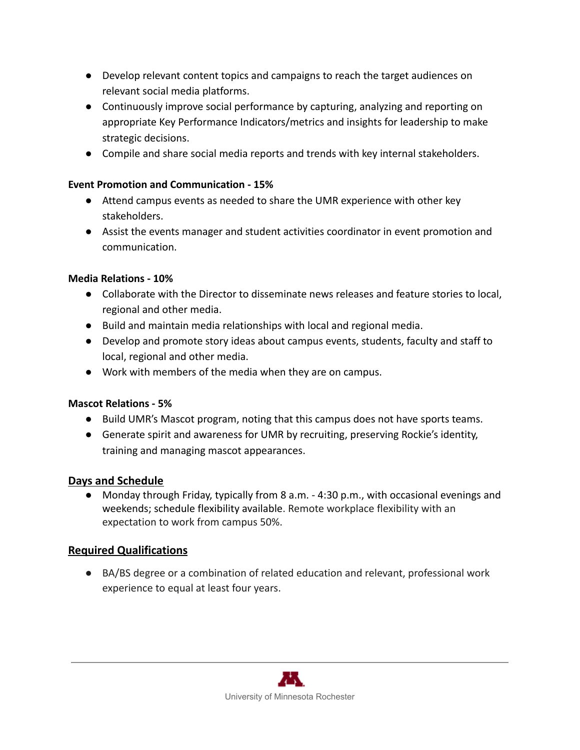- Develop relevant content topics and campaigns to reach the target audiences on relevant social media platforms.
- Continuously improve social performance by capturing, analyzing and reporting on appropriate Key Performance Indicators/metrics and insights for leadership to make strategic decisions.
- Compile and share social media reports and trends with key internal stakeholders.

**Event Promotion and Communication - 15%**

- Attend campus events as needed to share the UMR experience with other key stakeholders.
- Assist the events manager and student activities coordinator in event promotion and communication.

**Media Relations - 10%**

- Collaborate with the Director to disseminate news releases and feature stories to local, regional and other media.
- Build and maintain media relationships with local and regional media.
- Develop and promote story ideas about campus events, students, faculty and staff to local, regional and other media.
- Work with members of the media when they are on campus.

**Mascot Relations - 5%**

- Build UMR's Mascot program, noting that this campus does not have sports teams.
- Generate spirit and awareness for UMR by recruiting, preserving Rockie's identity, training and managing mascot appearances.

## Days and Schedule

- Monday through Friday, typically from 8 a.m. - 4:30 p.m., with occasional evenings and weekends; schedule flexibility available. Remote workplace flexibility with an expectation to work from campus 50%.

## Required Qualifications

- BA/BS degree or a combination of related education and relevant, professional work experience to equal at least four years.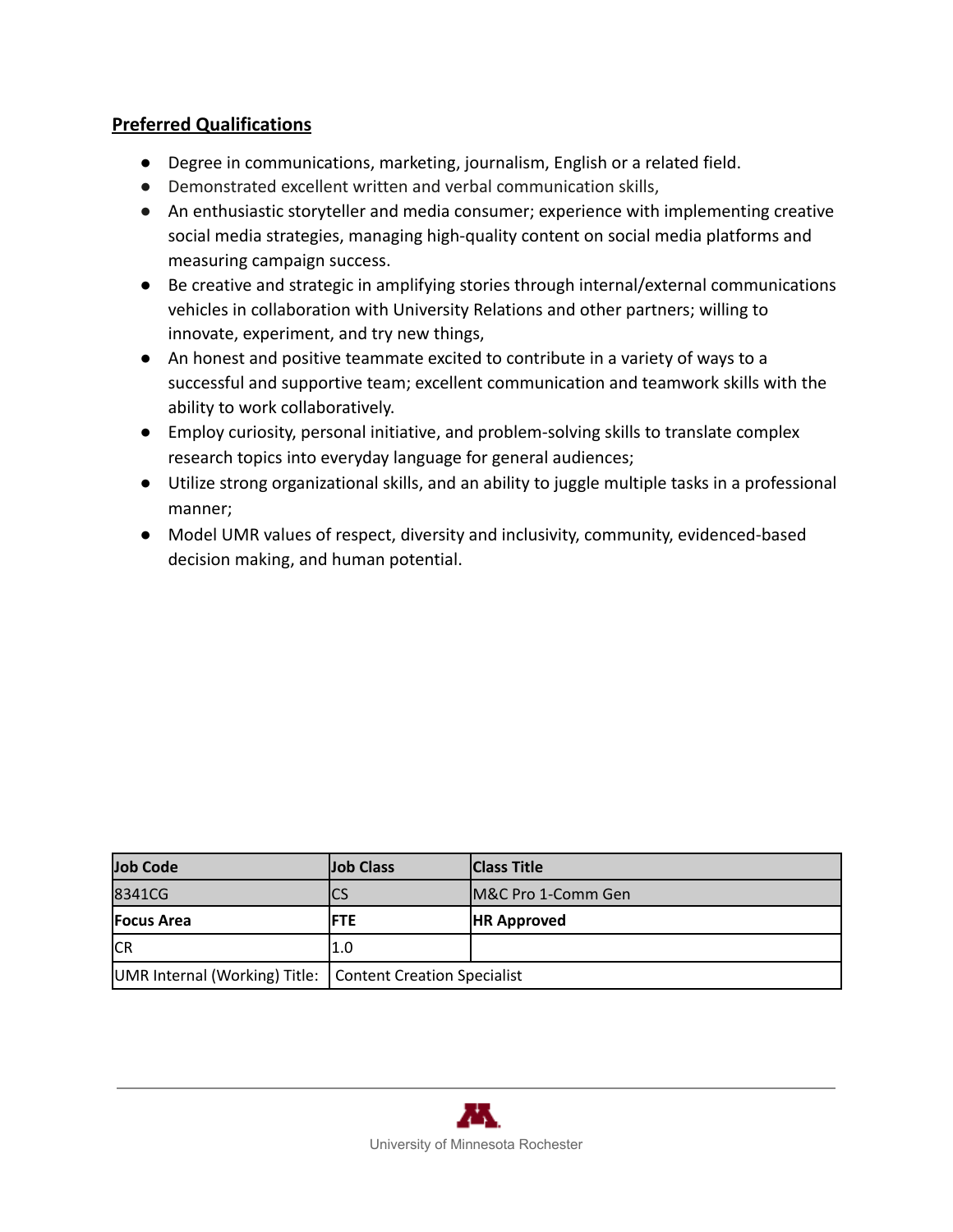## Preferred Qualifications

- Degree in communications, marketing, journalism, English or a related field.
- Demonstrated excellent written and verbal communication skills,
- An enthusiastic storyteller and media consumer; experience with implementing creative social media strategies, managing high-quality content on social media platforms and measuring campaign success.
- Be creative and strategic in amplifying stories through internal/external communications vehicles in collaboration with University Relations and other partners; willing to innovate, experiment, and try new things,
- An honest and positive teammate excited to contribute in a variety of ways to a successful and supportive team; excellent communication and teamwork skills with the ability to work collaboratively.
- Employ curiosity, personal initiative, and problem-solving skills to translate complex research topics into everyday language for general audiences;
- Utilize strong organizational skills, and an ability to juggle multiple tasks in a professional manner;
- Model UMR values of respect, diversity and inclusivity, community, evidenced-based decision making, and human potential.

| **Job Code** | **Job Class** | **Class Title** |
|---|---|---|
| 8341CG | CS | M&C Pro 1-Comm Gen |
| **Focus Area** | **FTE** | **HR Approved** |
| CR | 1.0 | |
| UMR Internal (Working) Title: | Content Creation Specialist | |

University of Minnesota Rochester